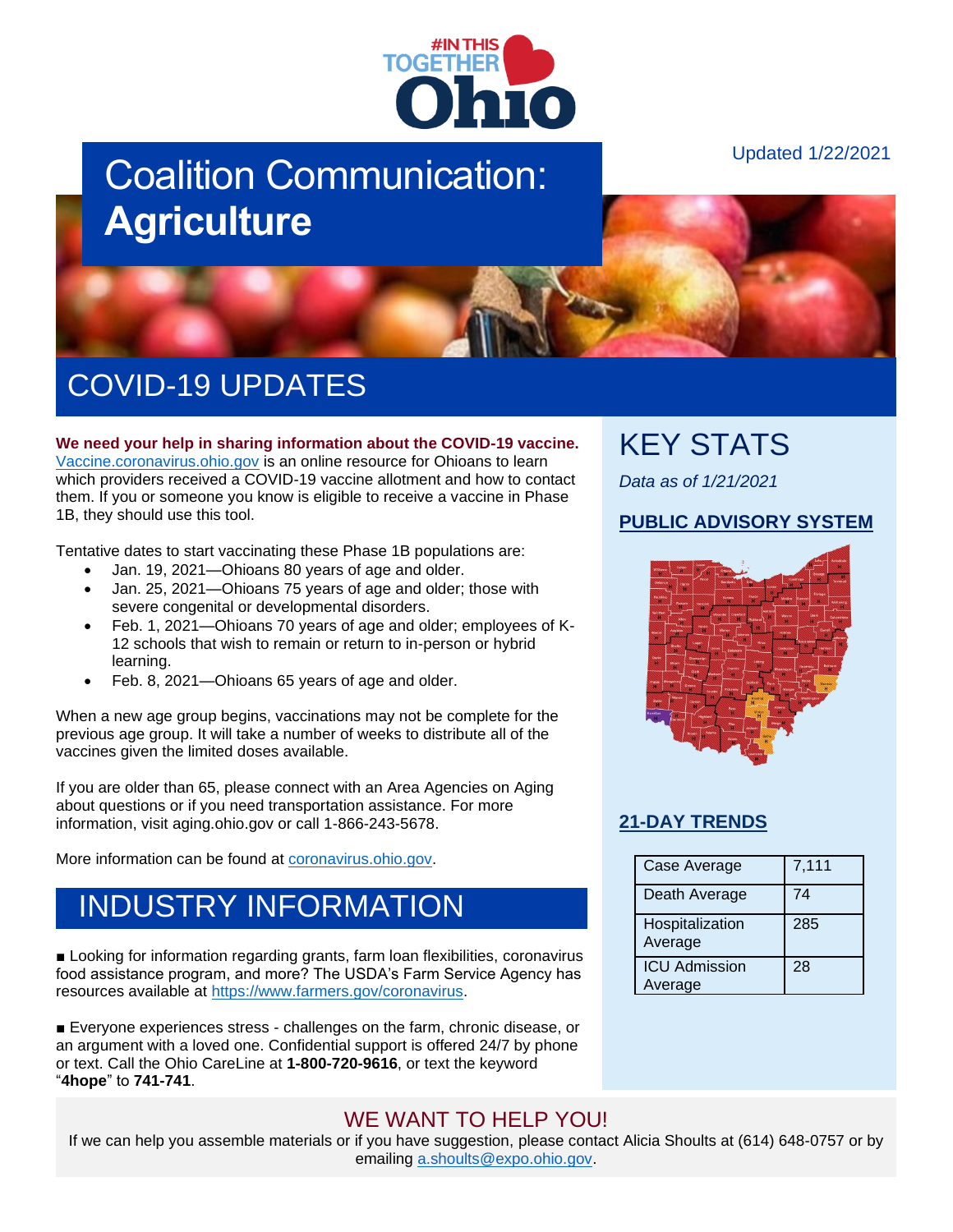#INTHISTOGETHER Ohio

Updated 1/22/2021

# Coalition Communication: **Agriculture**

## COVID-19 UPDATES

**We need your help in sharing information about the COVID-19 vaccine.** Vaccine.coronavirus.ohio.gov is an online resource for Ohioans to learn which providers received a COVID-19 vaccine allotment and how to contact them. If you or someone you know is eligible to receive a vaccine in Phase 1B, they should use this tool.

Tentative dates to start vaccinating these Phase 1B populations are:

- Jan. 19, 2021—Ohioans 80 years of age and older.
- Jan. 25, 2021—Ohioans 75 years of age and older; those with severe congenital or developmental disorders.
- Feb. 1, 2021—Ohioans 70 years of age and older; employees of K-12 schools that wish to remain or return to in-person or hybrid learning.
- Feb. 8, 2021—Ohioans 65 years of age and older.

When a new age group begins, vaccinations may not be complete for the previous age group. It will take a number of weeks to distribute all of the vaccines given the limited doses available.

If you are older than 65, please connect with an Area Agencies on Aging about questions or if you need transportation assistance. For more information, visit aging.ohio.gov or call 1-866-243-5678.

More information can be found at coronavirus.ohio.gov.

## INDUSTRY INFORMATION

■ Looking for information regarding grants, farm loan flexibilities, coronavirus food assistance program, and more? The USDA's Farm Service Agency has resources available at https://www.farmers.gov/coronavirus.

■ Everyone experiences stress - challenges on the farm, chronic disease, or an argument with a loved one. Confidential support is offered 24/7 by phone or text. Call the Ohio CareLine at **1-800-720-9616**, or text the keyword "**4hope**" to **741-741**.

## KEY STATS

*Data as of 1/21/2021*

### PUBLIC ADVISORY SYSTEM

### 21-DAY TRENDS

| | |
|---|---|
| Case Average | 7,111 |
| Death Average | 74 |
| Hospitalization Average | 285 |
| ICU Admission Average | 28 |

## WE WANT TO HELP YOU!

If we can help you assemble materials or if you have suggestion, please contact Alicia Shoults at (614) 648-0757 or by emailing a.shoults@expo.ohio.gov.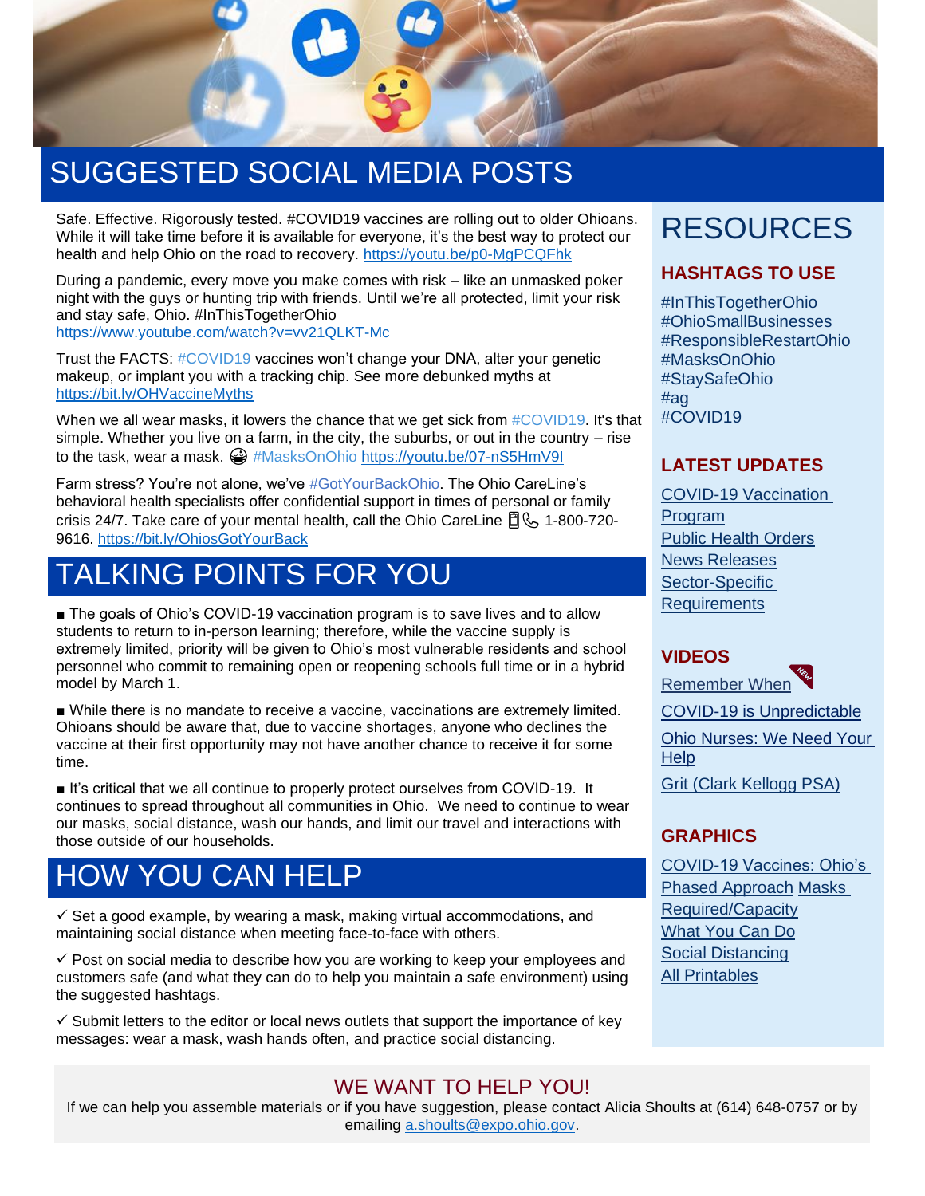# SUGGESTED SOCIAL MEDIA POSTS

Safe. Effective. Rigorously tested. #COVID19 vaccines are rolling out to older Ohioans. While it will take time before it is available for everyone, it's the best way to protect our health and help Ohio on the road to recovery. https://youtu.be/p0-MgPCQFhk

During a pandemic, every move you make comes with risk – like an unmasked poker night with the guys or hunting trip with friends. Until we're all protected, limit your risk and stay safe, Ohio. #InThisTogetherOhio
https://www.youtube.com/watch?v=vv21QLKT-Mc

Trust the FACTS: #COVID19 vaccines won't change your DNA, alter your genetic makeup, or implant you with a tracking chip. See more debunked myths at https://bit.ly/OHVaccineMyths

When we all wear masks, it lowers the chance that we get sick from #COVID19. It's that simple. Whether you live on a farm, in the city, the suburbs, or out in the country – rise to the task, wear a mask. 😷 #MasksOnOhio https://youtu.be/07-nS5HmV9I

Farm stress? You're not alone, we've #GotYourBackOhio. The Ohio CareLine's behavioral health specialists offer confidential support in times of personal or family crisis 24/7. Take care of your mental health, call the Ohio CareLine 📱📞 1-800-720-9616. https://bit.ly/OhiosGotYourBack

# TALKING POINTS FOR YOU

- The goals of Ohio's COVID-19 vaccination program is to save lives and to allow students to return to in-person learning; therefore, while the vaccine supply is extremely limited, priority will be given to Ohio's most vulnerable residents and school personnel who commit to remaining open or reopening schools full time or in a hybrid model by March 1.
- While there is no mandate to receive a vaccine, vaccinations are extremely limited. Ohioans should be aware that, due to vaccine shortages, anyone who declines the vaccine at their first opportunity may not have another chance to receive it for some time.
- It's critical that we all continue to properly protect ourselves from COVID-19. It continues to spread throughout all communities in Ohio. We need to continue to wear our masks, social distance, wash our hands, and limit our travel and interactions with those outside of our households.

# HOW YOU CAN HELP

✓ Set a good example, by wearing a mask, making virtual accommodations, and maintaining social distance when meeting face-to-face with others.

✓ Post on social media to describe how you are working to keep your employees and customers safe (and what they can do to help you maintain a safe environment) using the suggested hashtags.

✓ Submit letters to the editor or local news outlets that support the importance of key messages: wear a mask, wash hands often, and practice social distancing.

# RESOURCES

## HASHTAGS TO USE

#InThisTogetherOhio
#OhioSmallBusinesses
#ResponsibleRestartOhio
#MasksOnOhio
#StaySafeOhio
#ag
#COVID19

## LATEST UPDATES

COVID-19 Vaccination Program
Public Health Orders
News Releases
Sector-Specific Requirements

## VIDEOS

Remember When (NEW)
COVID-19 is Unpredictable
Ohio Nurses: We Need Your Help
Grit (Clark Kellogg PSA)

## GRAPHICS

COVID-19 Vaccines: Ohio's Phased Approach
Masks Required/Capacity
What You Can Do
Social Distancing
All Printables

## WE WANT TO HELP YOU!

If we can help you assemble materials or if you have suggestion, please contact Alicia Shoults at (614) 648-0757 or by emailing a.shoults@expo.ohio.gov.